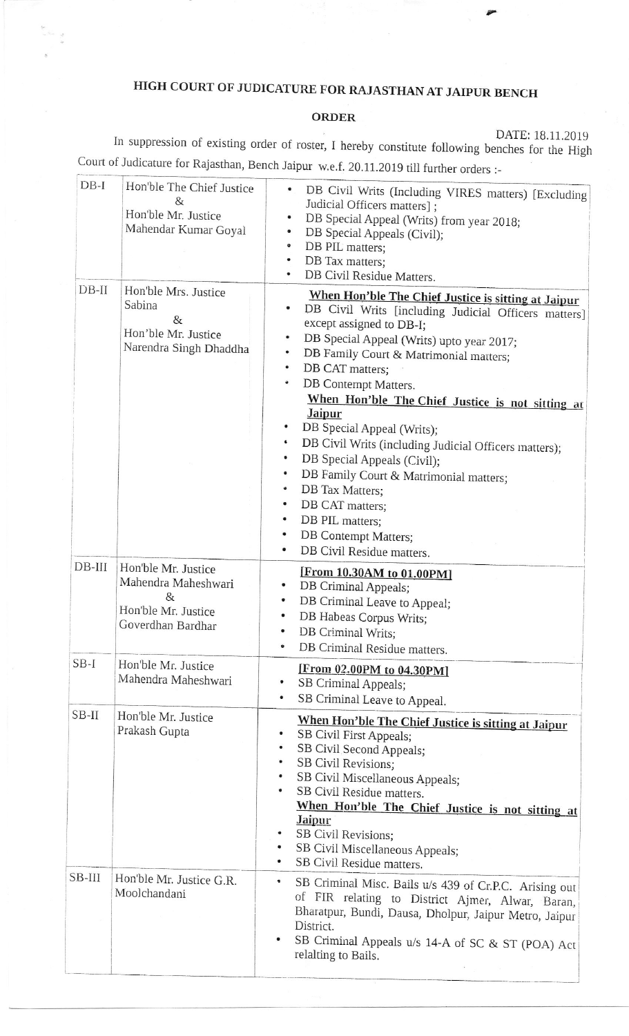# HIGH COURT OF JUDICATURE FOR RAJASTHAN AT JAIPUR BENCH

## ORDER

DATE: 18.11.2019

In suppression of existing order of roster, I hereby constitute following benches for the High Court of Judicature for Rajasthan, Bench Jaipur w.e.f. 20.11.2019 till further orders :-

| | | |
|---|---|---|
| DB-I | Hon'ble The Chief Justice & Hon'ble Mr. Justice Mahendar Kumar Goyal | • DB Civil Writs (Including VIRES matters) [Excluding Judicial Officers matters] ;<br>• DB Special Appeal (Writs) from year 2018;<br>• DB Special Appeals (Civil);<br>• DB PIL matters;<br>• DB Tax matters;<br>• DB Civil Residue Matters. |
| DB-II | Hon'ble Mrs. Justice Sabina & Hon'ble Mr. Justice Narendra Singh Dhaddha | **<u>When Hon'ble The Chief Justice is sitting at Jaipur</u>**<br>• DB Civil Writs [including Judicial Officers matters] except assigned to DB-I;<br>• DB Special Appeal (Writs) upto year 2017;<br>• DB Family Court & Matrimonial matters;<br>• DB CAT matters;<br>• DB Contempt Matters.<br>**<u>When Hon'ble The Chief Justice is not sitting at Jaipur</u>**<br>• DB Special Appeal (Writs);<br>• DB Civil Writs (including Judicial Officers matters);<br>• DB Special Appeals (Civil);<br>• DB Family Court & Matrimonial matters;<br>• DB Tax Matters;<br>• DB CAT matters;<br>• DB PIL matters;<br>• DB Contempt Matters;<br>• DB Civil Residue matters. |
| DB-III | Hon'ble Mr. Justice Mahendra Maheshwari & Hon'ble Mr. Justice Goverdhan Bardhar | **<u>[From 10.30AM to 01.00PM]</u>**<br>• DB Criminal Appeals;<br>• DB Criminal Leave to Appeal;<br>• DB Habeas Corpus Writs;<br>• DB Criminal Writs;<br>• DB Criminal Residue matters. |
| SB-I | Hon'ble Mr. Justice Mahendra Maheshwari | **<u>[From 02.00PM to 04.30PM]</u>**<br>• SB Criminal Appeals;<br>• SB Criminal Leave to Appeal. |
| SB-II | Hon'ble Mr. Justice Prakash Gupta | **<u>When Hon'ble The Chief Justice is sitting at Jaipur</u>**<br>• SB Civil First Appeals;<br>• SB Civil Second Appeals;<br>• SB Civil Revisions;<br>• SB Civil Miscellaneous Appeals;<br>• SB Civil Residue matters.<br>**<u>When Hon'ble The Chief Justice is not sitting at Jaipur</u>**<br>• SB Civil Revisions;<br>• SB Civil Miscellaneous Appeals;<br>• SB Civil Residue matters. |
| SB-III | Hon'ble Mr. Justice G.R. Moolchandani | • SB Criminal Misc. Bails u/s 439 of Cr.P.C. Arising out of FIR relating to District Ajmer, Alwar, Baran, Bharatpur, Bundi, Dausa, Dholpur, Jaipur Metro, Jaipur District.<br>• SB Criminal Appeals u/s 14-A of SC & ST (POA) Act relalting to Bails. |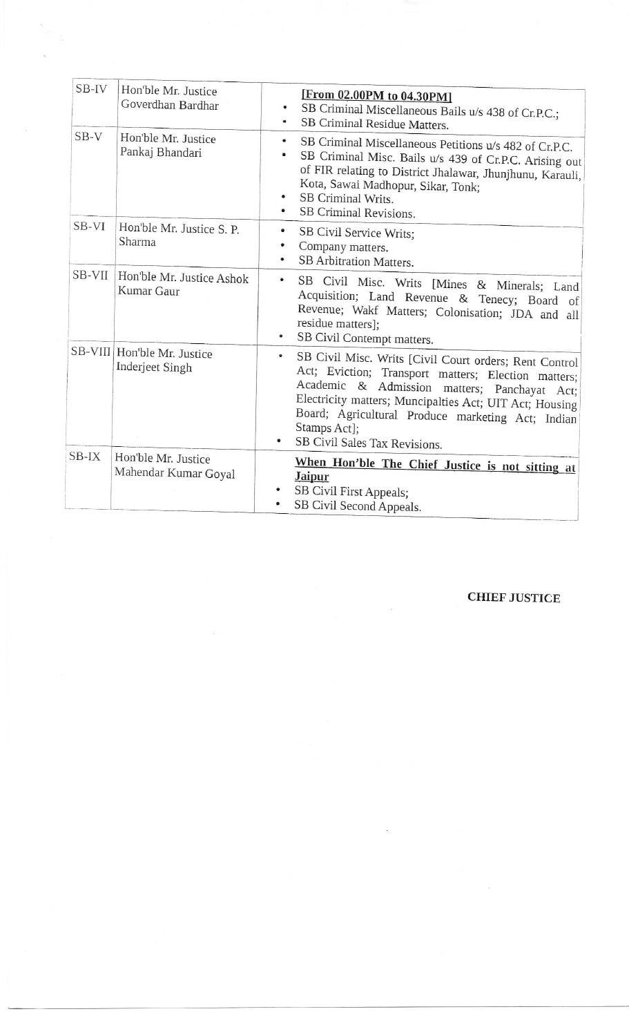| | | |
|---|---|---|
| SB-IV | Hon'ble Mr. Justice Goverdhan Bardhar | **[From 02.00PM to 04.30PM]**<br>• SB Criminal Miscellaneous Bails u/s 438 of Cr.P.C.;<br>• SB Criminal Residue Matters. |
| SB-V | Hon'ble Mr. Justice Pankaj Bhandari | • SB Criminal Miscellaneous Petitions u/s 482 of Cr.P.C.<br>• SB Criminal Misc. Bails u/s 439 of Cr.P.C. Arising out of FIR relating to District Jhalawar, Jhunjhunu, Karauli, Kota, Sawai Madhopur, Sikar, Tonk;<br>• SB Criminal Writs.<br>• SB Criminal Revisions. |
| SB-VI | Hon'ble Mr. Justice S. P. Sharma | • SB Civil Service Writs;<br>• Company matters.<br>• SB Arbitration Matters. |
| SB-VII | Hon'ble Mr. Justice Ashok Kumar Gaur | • SB Civil Misc. Writs [Mines & Minerals; Land Acquisition; Land Revenue & Tenecy; Board of Revenue; Wakf Matters; Colonisation; JDA and all residue matters];<br>• SB Civil Contempt matters. |
| SB-VIII | Hon'ble Mr. Justice Inderjeet Singh | • SB Civil Misc. Writs [Civil Court orders; Rent Control Act; Eviction; Transport matters; Election matters; Academic & Admission matters; Panchayat Act; Electricity matters; Muncipalties Act; UIT Act; Housing Board; Agricultural Produce marketing Act; Indian Stamps Act];<br>• SB Civil Sales Tax Revisions. |
| SB-IX | Hon'ble Mr. Justice Mahendar Kumar Goyal | **<u>When Hon'ble The Chief Justice is not sitting at Jaipur</u>**<br>• SB Civil First Appeals;<br>• SB Civil Second Appeals. |

**CHIEF JUSTICE**